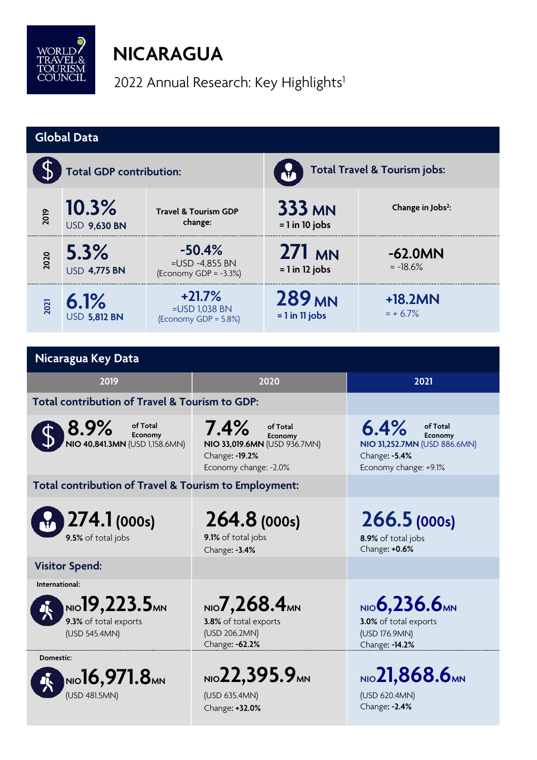WORLD TRAVEL & TOURISM COUNCIL

# NICARAGUA

2022 Annual Research: Key Highlights[1]

## Global Data

| | Total GDP contribution: | | Total Travel & Tourism jobs: | |
|---|---|---|---|---|
| 2019 | **10.3%** USD **9,630 BN** | **Travel & Tourism GDP change:** | **333 MN** = 1 in 10 jobs | **Change in Jobs[2]:** |
| 2020 | **5.3%** USD **4,775 BN** | **-50.4%** =USD -4,855 BN (Economy GDP = -3.3%) | **271 MN** = 1 in 12 jobs | **-62.0MN** = -18.6% |
| 2021 | **6.1%** USD **5,812 BN** | **+21.7%** =USD 1,038 BN (Economy GDP = 5.8%) | **289 MN** = 1 in 11 jobs | **+18.2MN** = + 6.7% |

## Nicaragua Key Data

| | 2019 | 2020 | 2021 |
|---|---|---|---|
| **Total contribution of Travel & Tourism to GDP:** | **8.9%** of Total Economy<br>**NIO 40,841.3MN** (USD 1,158.6MN) | **7.4%** of Total Economy<br>**NIO 33,019.6MN** (USD 936.7MN)<br>Change: **-19.2%**<br>Economy change: -2.0% | **6.4%** of Total Economy<br>**NIO 31,252.7MN** (USD 886.6MN)<br>Change: **-5.4%**<br>Economy change: +9.1% |
| **Total contribution of Travel & Tourism to Employment:** | **274.1 (000s)**<br>**9.5%** of total jobs | **264.8 (000s)**<br>**9.1%** of total jobs<br>Change: **-3.4%** | **266.5 (000s)**<br>**8.9%** of total jobs<br>Change: **+0.6%** |
| **Visitor Spend:** International: | NIO **19,223.5**MN<br>**9.3%** of total exports<br>(USD 545.4MN) | NIO **7,268.4**MN<br>**3.8%** of total exports<br>(USD 206.2MN)<br>Change: **-62.2%** | NIO **6,236.6**MN<br>**3.0%** of total exports<br>(USD 176.9MN)<br>Change: **-14.2%** |
| Domestic: | NIO **16,971.8**MN<br>(USD 481.5MN) | NIO **22,395.9**MN<br>(USD 635.4MN)<br>Change: **+32.0%** | NIO **21,868.6**MN<br>(USD 620.4MN)<br>Change: **-2.4%** |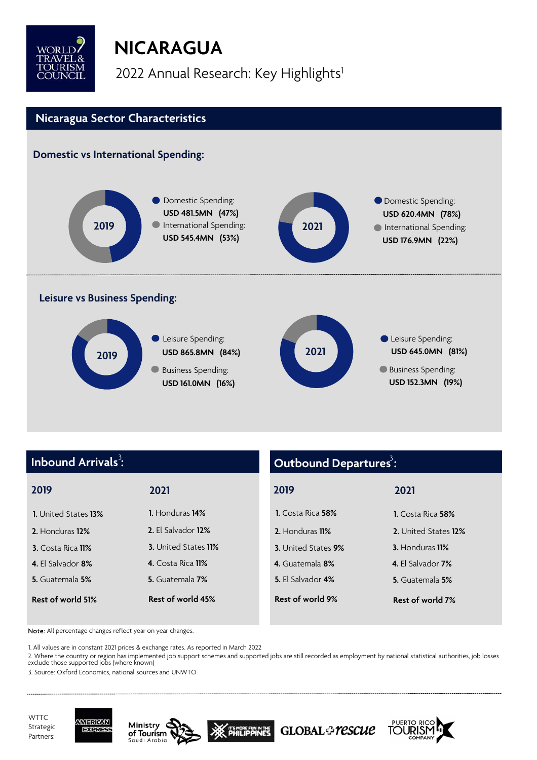# NICARAGUA

2022 Annual Research: Key Highlights[1]

## Nicaragua Sector Characteristics

### Domestic vs International Spending:

2019

Domestic Spending: **USD 481.5MN (47%)**

International Spending: **USD 545.4MN (53%)**

2021

Domestic Spending: **USD 620.4MN (78%)**

International Spending: **USD 176.9MN (22%)**

### Leisure vs Business Spending:

2019

Leisure Spending: **USD 865.8MN (84%)**

Business Spending: **USD 161.0MN (16%)**

2021

Leisure Spending: **USD 645.0MN (81%)**

Business Spending: **USD 152.3MN (19%)**

## Inbound Arrivals[3]:

| 2019 | 2021 |
|---|---|
| **1.** United States **13%** | **1.** Honduras **14%** |
| **2.** Honduras **12%** | **2.** El Salvador **12%** |
| **3.** Costa Rica **11%** | **3.** United States **11%** |
| **4.** El Salvador **8%** | **4.** Costa Rica **11%** |
| **5.** Guatemala **5%** | **5.** Guatemala **7%** |
| **Rest of world 51%** | **Rest of world 45%** |

## Outbound Departures[3]:

| 2019 | 2021 |
|---|---|
| **1.** Costa Rica **58%** | **1.** Costa Rica **58%** |
| **2.** Honduras **11%** | **2.** United States **12%** |
| **3.** United States **9%** | **3.** Honduras **11%** |
| **4.** Guatemala **8%** | **4.** El Salvador **7%** |
| **5.** El Salvador **4%** | **5.** Guatemala **5%** |
| **Rest of world 9%** | **Rest of world 7%** |

Note: All percentage changes reflect year on year changes.

1. All values are in constant 2021 prices & exchange rates. As reported in March 2022
2. Where the country or region has implemented job support schemes and supported jobs are still recorded as employment by national statistical authorities, job losses exclude those supported jobs (where known)
3. Source: Oxford Economics, national sources and UNWTO

WTTC Strategic Partners: